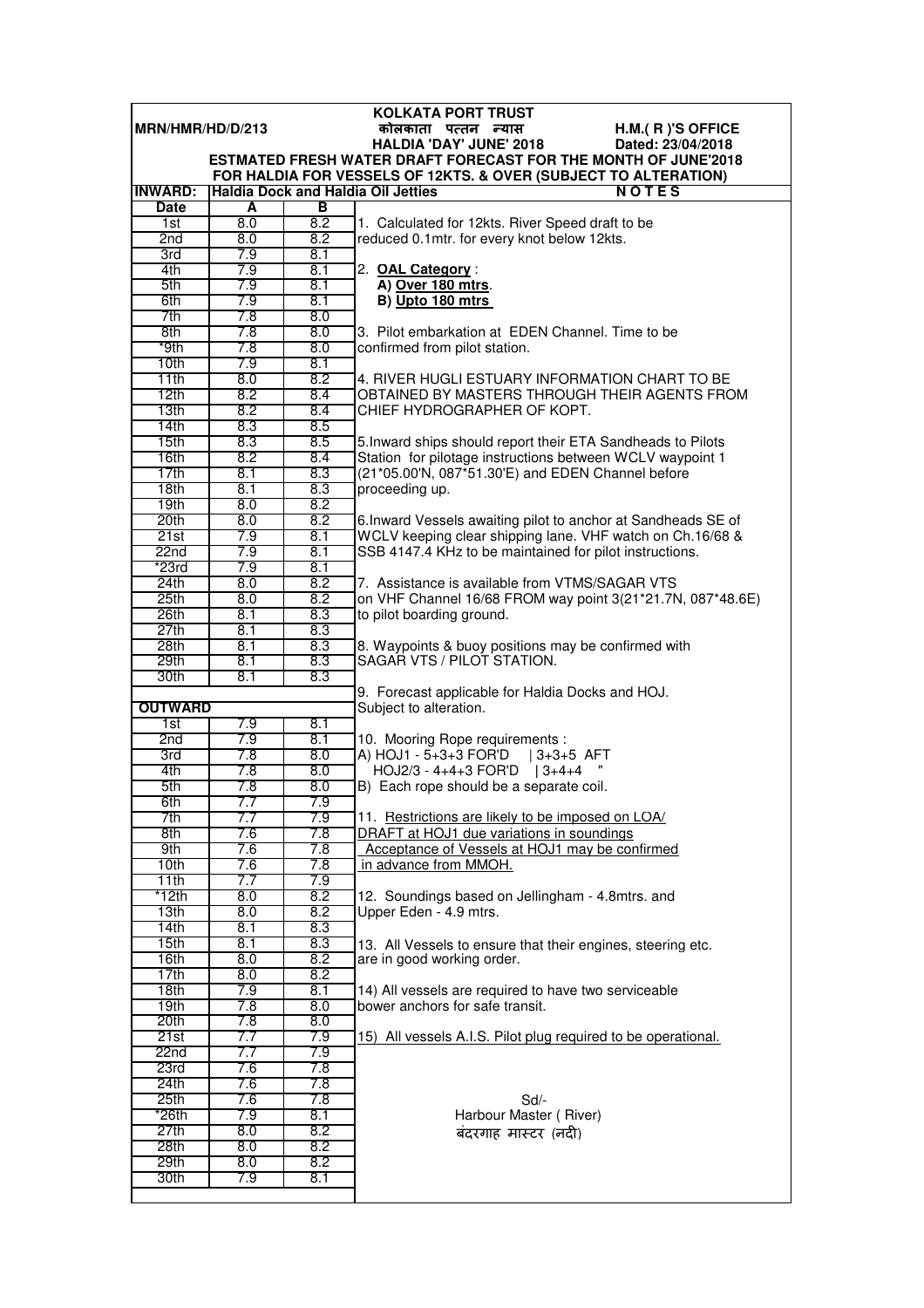**KOLKATA PORT TRUST**

**MRN/HMR/HD/D/213** **कोलकाता पत्तन न्यास** **H.M.( R )'S OFFICE**

**HALDIA 'DAY' JUNE' 2018** **Dated: 23/04/2018**

**ESTMATED FRESH WATER DRAFT FORECAST FOR THE MONTH OF JUNE'2018**

**FOR HALDIA FOR VESSELS OF 12KTS. & OVER (SUBJECT TO ALTERATION)**

**INWARD: Haldia Dock and Haldia Oil Jetties**

| Date | A | B |
|---|---|---|
| 1st | 8.0 | 8.2 |
| 2nd | 8.0 | 8.2 |
| 3rd | 7.9 | 8.1 |
| 4th | 7.9 | 8.1 |
| 5th | 7.9 | 8.1 |
| 6th | 7.9 | 8.1 |
| 7th | 7.8 | 8.0 |
| 8th | 7.8 | 8.0 |
| *9th | 7.8 | 8.0 |
| 10th | 7.9 | 8.1 |
| 11th | 8.0 | 8.2 |
| 12th | 8.2 | 8.4 |
| 13th | 8.2 | 8.4 |
| 14th | 8.3 | 8.5 |
| 15th | 8.3 | 8.5 |
| 16th | 8.2 | 8.4 |
| 17th | 8.1 | 8.3 |
| 18th | 8.1 | 8.3 |
| 19th | 8.0 | 8.2 |
| 20th | 8.0 | 8.2 |
| 21st | 7.9 | 8.1 |
| 22nd | 7.9 | 8.1 |
| *23rd | 7.9 | 8.1 |
| 24th | 8.0 | 8.2 |
| 25th | 8.0 | 8.2 |
| 26th | 8.1 | 8.3 |
| 27th | 8.1 | 8.3 |
| 28th | 8.1 | 8.3 |
| 29th | 8.1 | 8.3 |
| 30th | 8.1 | 8.3 |

**OUTWARD**

| Date | A | B |
|---|---|---|
| 1st | 7.9 | 8.1 |
| 2nd | 7.9 | 8.1 |
| 3rd | 7.8 | 8.0 |
| 4th | 7.8 | 8.0 |
| 5th | 7.8 | 8.0 |
| 6th | 7.7 | 7.9 |
| 7th | 7.7 | 7.9 |
| 8th | 7.6 | 7.8 |
| 9th | 7.6 | 7.8 |
| 10th | 7.6 | 7.8 |
| 11th | 7.7 | 7.9 |
| *12th | 8.0 | 8.2 |
| 13th | 8.0 | 8.2 |
| 14th | 8.1 | 8.3 |
| 15th | 8.1 | 8.3 |
| 16th | 8.0 | 8.2 |
| 17th | 8.0 | 8.2 |
| 18th | 7.9 | 8.1 |
| 19th | 7.8 | 8.0 |
| 20th | 7.8 | 8.0 |
| 21st | 7.7 | 7.9 |
| 22nd | 7.7 | 7.9 |
| 23rd | 7.6 | 7.8 |
| 24th | 7.6 | 7.8 |
| 25th | 7.6 | 7.8 |
| *26th | 7.9 | 8.1 |
| 27th | 8.0 | 8.2 |
| 28th | 8.0 | 8.2 |
| 29th | 8.0 | 8.2 |
| 30th | 7.9 | 8.1 |

**NOTES**

1. Calculated for 12kts. River Speed draft to be reduced 0.1mtr. for every knot below 12kts.

2. **OAL Category** :
   **A) Over 180 mtrs**.
   **B) Upto 180 mtrs**

3. Pilot embarkation at EDEN Channel. Time to be confirmed from pilot station.

4. RIVER HUGLI ESTUARY INFORMATION CHART TO BE OBTAINED BY MASTERS THROUGH THEIR AGENTS FROM CHIEF HYDROGRAPHER OF KOPT.

5. Inward ships should report their ETA Sandheads to Pilots Station for pilotage instructions between WCLV waypoint 1 (21*05.00'N, 087*51.30'E) and EDEN Channel before proceeding up.

6. Inward Vessels awaiting pilot to anchor at Sandheads SE of WCLV keeping clear shipping lane. VHF watch on Ch.16/68 & SSB 4147.4 KHz to be maintained for pilot instructions.

7. Assistance is available from VTMS/SAGAR VTS on VHF Channel 16/68 FROM way point 3(21*21.7N, 087*48.6E) to pilot boarding ground.

8. Waypoints & buoy positions may be confirmed with SAGAR VTS / PILOT STATION.

9. Forecast applicable for Haldia Docks and HOJ. Subject to alteration.

10. Mooring Rope requirements :
A) HOJ1 - 5+3+3 FOR'D | 3+3+5 AFT
HOJ2/3 - 4+4+3 FOR'D | 3+4+4 "
B) Each rope should be a separate coil.

11. Restrictions are likely to be imposed on LOA/ DRAFT at HOJ1 due variations in soundings Acceptance of Vessels at HOJ1 may be confirmed in advance from MMOH.

12. Soundings based on Jellingham - 4.8mtrs. and Upper Eden - 4.9 mtrs.

13. All Vessels to ensure that their engines, steering etc. are in good working order.

14) All vessels are required to have two serviceable bower anchors for safe transit.

15) All vessels A.I.S. Pilot plug required to be operational.

Sd/-
Harbour Master ( River)
बंदरगाह मास्टर (नदी)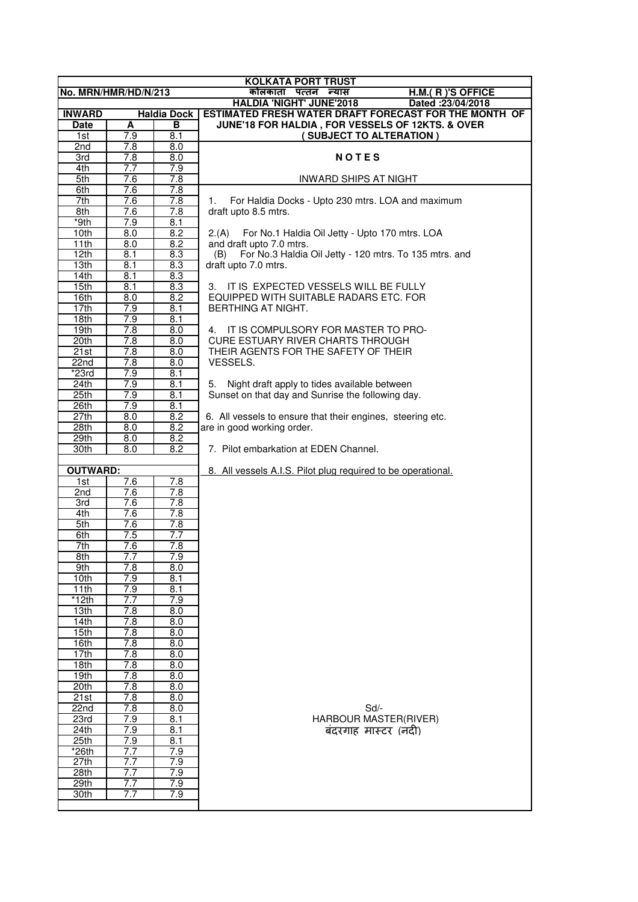**KOLKATA PORT TRUST**

**No. MRN/HMR/HD/N/213** — **कोलकाता पत्तन न्यास** — **H.M.( R )'S OFFICE**

**HALDIA 'NIGHT' JUNE'2018** — **Dated :23/04/2018**

**ESTIMATED FRESH WATER DRAFT FORECAST FOR THE MONTH OF JUNE'18 FOR HALDIA , FOR VESSELS OF 12KTS. & OVER**

**( SUBJECT TO ALTERATION )**

| **INWARD** | | **Haldia Dock** |
|---|---|---|
| **Date** | **A** | **B** |
| 1st | 7.9 | 8.1 |
| 2nd | 7.8 | 8.0 |
| 3rd | 7.8 | 8.0 |
| 4th | 7.7 | 7.9 |
| 5th | 7.6 | 7.8 |
| 6th | 7.6 | 7.8 |
| 7th | 7.6 | 7.8 |
| 8th | 7.6 | 7.8 |
| *9th | 7.9 | 8.1 |
| 10th | 8.0 | 8.2 |
| 11th | 8.0 | 8.2 |
| 12th | 8.1 | 8.3 |
| 13th | 8.1 | 8.3 |
| 14th | 8.1 | 8.3 |
| 15th | 8.1 | 8.3 |
| 16th | 8.0 | 8.2 |
| 17th | 7.9 | 8.1 |
| 18th | 7.9 | 8.1 |
| 19th | 7.8 | 8.0 |
| 20th | 7.8 | 8.0 |
| 21st | 7.8 | 8.0 |
| 22nd | 7.8 | 8.0 |
| *23rd | 7.9 | 8.1 |
| 24th | 7.9 | 8.1 |
| 25th | 7.9 | 8.1 |
| 26th | 7.9 | 8.1 |
| 27th | 8.0 | 8.2 |
| 28th | 8.0 | 8.2 |
| 29th | 8.0 | 8.2 |
| 30th | 8.0 | 8.2 |
| **OUTWARD:** | | |
| 1st | 7.6 | 7.8 |
| 2nd | 7.6 | 7.8 |
| 3rd | 7.6 | 7.8 |
| 4th | 7.6 | 7.8 |
| 5th | 7.6 | 7.8 |
| 6th | 7.5 | 7.7 |
| 7th | 7.6 | 7.8 |
| 8th | 7.7 | 7.9 |
| 9th | 7.8 | 8.0 |
| 10th | 7.9 | 8.1 |
| 11th | 7.9 | 8.1 |
| *12th | 7.7 | 7.9 |
| 13th | 7.8 | 8.0 |
| 14th | 7.8 | 8.0 |
| 15th | 7.8 | 8.0 |
| 16th | 7.8 | 8.0 |
| 17th | 7.8 | 8.0 |
| 18th | 7.8 | 8.0 |
| 19th | 7.8 | 8.0 |
| 20th | 7.8 | 8.0 |
| 21st | 7.8 | 8.0 |
| 22nd | 7.8 | 8.0 |
| 23rd | 7.9 | 8.1 |
| 24th | 7.9 | 8.1 |
| 25th | 7.9 | 8.1 |
| *26th | 7.7 | 7.9 |
| 27th | 7.7 | 7.9 |
| 28th | 7.7 | 7.9 |
| 29th | 7.7 | 7.9 |
| 30th | 7.7 | 7.9 |

**N O T E S**

INWARD SHIPS AT NIGHT

1. For Haldia Docks - Upto 230 mtrs. LOA and maximum draft upto 8.5 mtrs.

2.(A) For No.1 Haldia Oil Jetty - Upto 170 mtrs. LOA and draft upto 7.0 mtrs.
(B) For No.3 Haldia Oil Jetty - 120 mtrs. To 135 mtrs. and draft upto 7.0 mtrs.

3. IT IS EXPECTED VESSELS WILL BE FULLY EQUIPPED WITH SUITABLE RADARS ETC. FOR BERTHING AT NIGHT.

4. IT IS COMPULSORY FOR MASTER TO PROCURE ESTUARY RIVER CHARTS THROUGH THEIR AGENTS FOR THE SAFETY OF THEIR VESSELS.

5. Night draft apply to tides available between Sunset on that day and Sunrise the following day.

6. All vessels to ensure that their engines, steering etc. are in good working order.

7. Pilot embarkation at EDEN Channel.

8. All vessels A.I.S. Pilot plug required to be operational.

Sd/-
HARBOUR MASTER(RIVER)
बंदरगाह मास्टर (नदी)